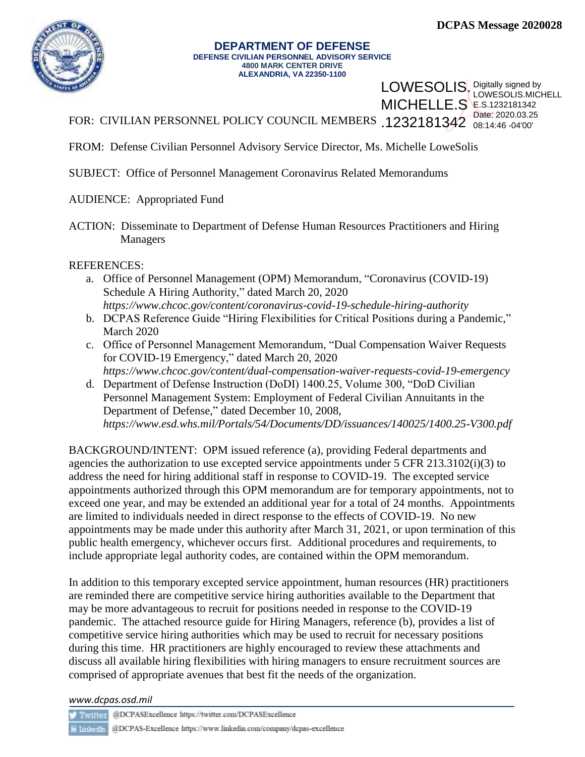DCPAS Message 2020028

**DEPARTMENT OF DEFENSE**
**DEFENSE CIVILIAN PERSONNEL ADVISORY SERVICE**
**4800 MARK CENTER DRIVE**
**ALEXANDRIA, VA 22350-1100**

LOWESOLIS.MICHELLE.S.1232181342 Digitally signed by LOWESOLIS.MICHELLE.S.1232181342 Date: 2020.03.25 08:14:46 -04'00'

FOR: CIVILIAN PERSONNEL POLICY COUNCIL MEMBERS

FROM: Defense Civilian Personnel Advisory Service Director, Ms. Michelle LoweSolis

SUBJECT: Office of Personnel Management Coronavirus Related Memorandums

AUDIENCE: Appropriated Fund

ACTION: Disseminate to Department of Defense Human Resources Practitioners and Hiring Managers

REFERENCES:

a. Office of Personnel Management (OPM) Memorandum, "Coronavirus (COVID-19) Schedule A Hiring Authority," dated March 20, 2020 *https://www.chcoc.gov/content/coronavirus-covid-19-schedule-hiring-authority*
b. DCPAS Reference Guide "Hiring Flexibilities for Critical Positions during a Pandemic," March 2020
c. Office of Personnel Management Memorandum, "Dual Compensation Waiver Requests for COVID-19 Emergency," dated March 20, 2020 *https://www.chcoc.gov/content/dual-compensation-waiver-requests-covid-19-emergency*
d. Department of Defense Instruction (DoDI) 1400.25, Volume 300, "DoD Civilian Personnel Management System: Employment of Federal Civilian Annuitants in the Department of Defense," dated December 10, 2008, *https://www.esd.whs.mil/Portals/54/Documents/DD/issuances/140025/1400.25-V300.pdf*

BACKGROUND/INTENT: OPM issued reference (a), providing Federal departments and agencies the authorization to use excepted service appointments under 5 CFR 213.3102(i)(3) to address the need for hiring additional staff in response to COVID-19. The excepted service appointments authorized through this OPM memorandum are for temporary appointments, not to exceed one year, and may be extended an additional year for a total of 24 months. Appointments are limited to individuals needed in direct response to the effects of COVID-19. No new appointments may be made under this authority after March 31, 2021, or upon termination of this public health emergency, whichever occurs first. Additional procedures and requirements, to include appropriate legal authority codes, are contained within the OPM memorandum.

In addition to this temporary excepted service appointment, human resources (HR) practitioners are reminded there are competitive service hiring authorities available to the Department that may be more advantageous to recruit for positions needed in response to the COVID-19 pandemic. The attached resource guide for Hiring Managers, reference (b), provides a list of competitive service hiring authorities which may be used to recruit for necessary positions during this time. HR practitioners are highly encouraged to review these attachments and discuss all available hiring flexibilities with hiring managers to ensure recruitment sources are comprised of appropriate avenues that best fit the needs of the organization.

*www.dcpas.osd.mil*

Twitter @DCPASExcellence https://twitter.com/DCPASExcellence

LinkedIn @DCPAS-Excellence https://www.linkedin.com/company/dcpas-excellence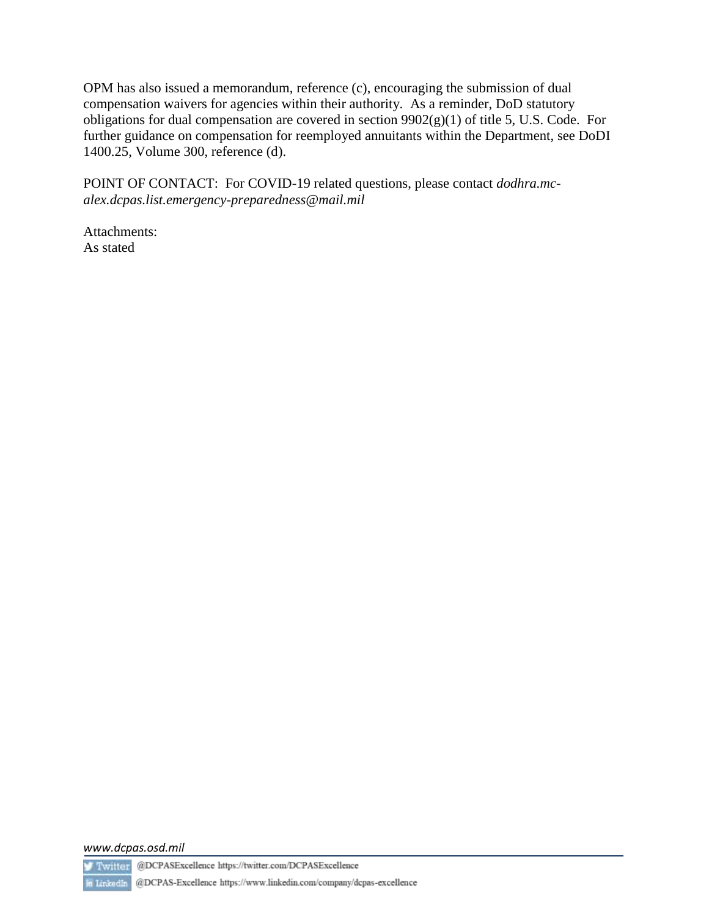OPM has also issued a memorandum, reference (c), encouraging the submission of dual compensation waivers for agencies within their authority. As a reminder, DoD statutory obligations for dual compensation are covered in section 9902(g)(1) of title 5, U.S. Code. For further guidance on compensation for reemployed annuitants within the Department, see DoDI 1400.25, Volume 300, reference (d).

POINT OF CONTACT: For COVID-19 related questions, please contact *dodhra.mc-alex.dcpas.list.emergency-preparedness@mail.mil*

Attachments:
As stated

*www.dcpas.osd.mil*

Twitter @DCPASExcellence https://twitter.com/DCPASExcellence

LinkedIn @DCPAS-Excellence https://www.linkedin.com/company/dcpas-excellence